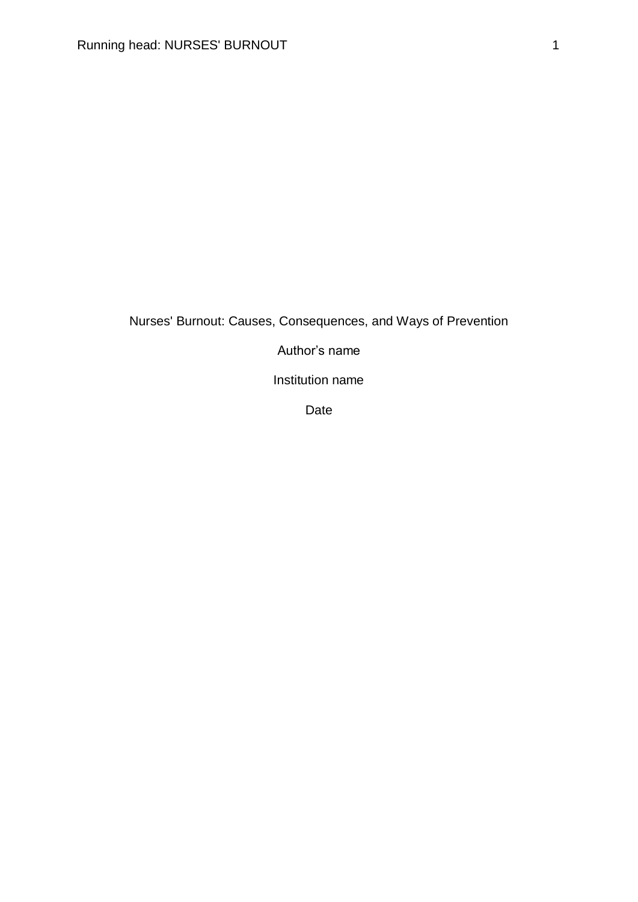Nurses' Burnout: Causes, Consequences, and Ways of Prevention

Author's name

Institution name

Date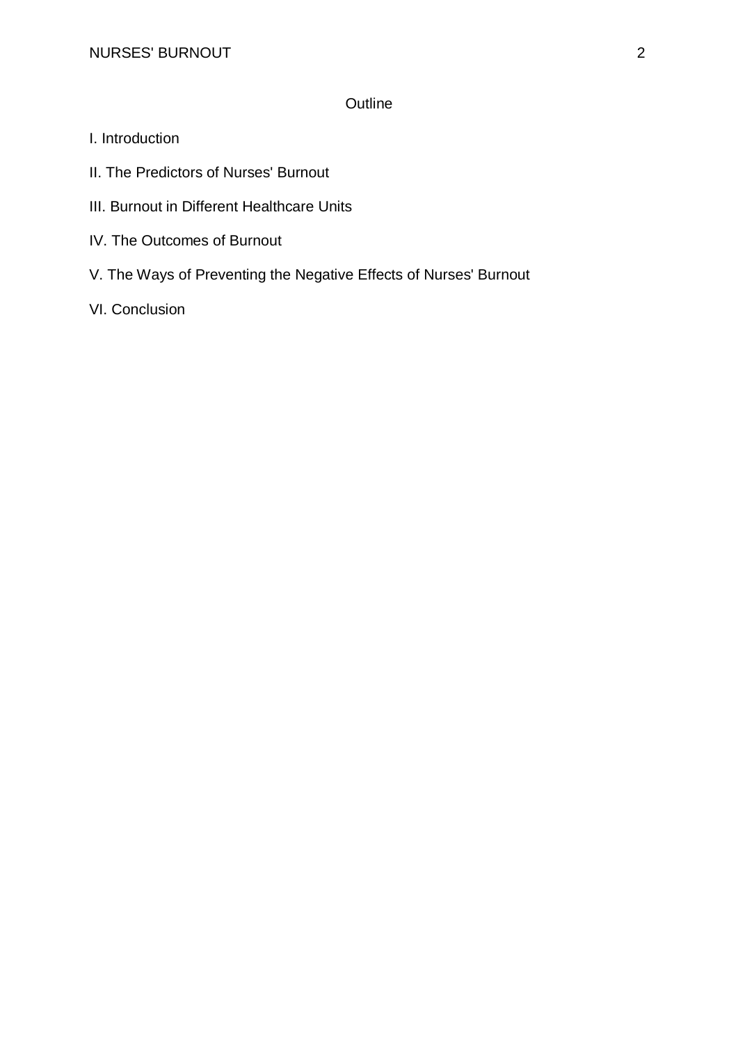# Outline

I. Introduction

II. The Predictors of Nurses' Burnout

III. Burnout in Different Healthcare Units

IV. The Outcomes of Burnout

V. The Ways of Preventing the Negative Effects of Nurses' Burnout

VI. Conclusion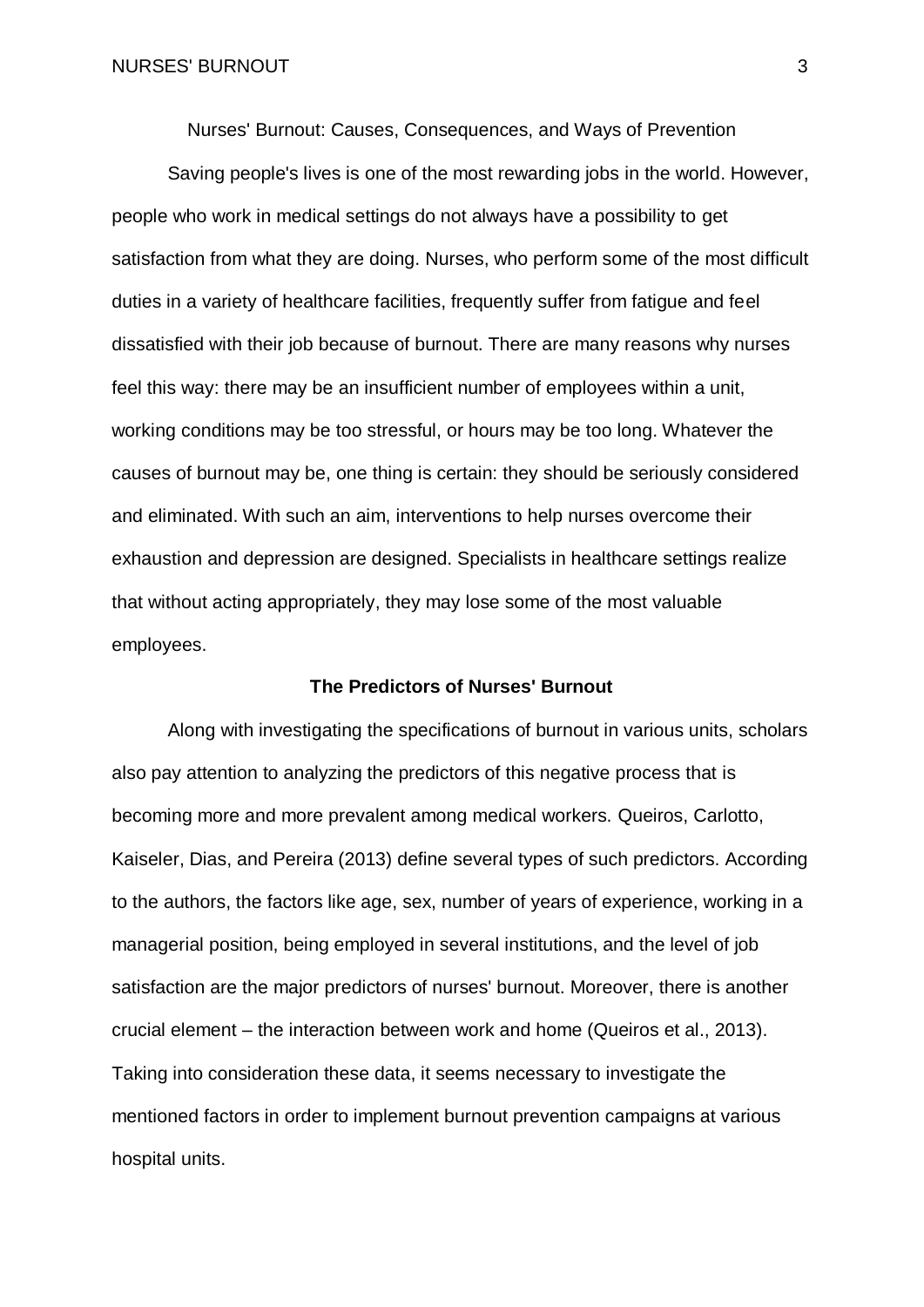# Nurses' Burnout: Causes, Consequences, and Ways of Prevention

Saving people's lives is one of the most rewarding jobs in the world. However, people who work in medical settings do not always have a possibility to get satisfaction from what they are doing. Nurses, who perform some of the most difficult duties in a variety of healthcare facilities, frequently suffer from fatigue and feel dissatisfied with their job because of burnout. There are many reasons why nurses feel this way: there may be an insufficient number of employees within a unit, working conditions may be too stressful, or hours may be too long. Whatever the causes of burnout may be, one thing is certain: they should be seriously considered and eliminated. With such an aim, interventions to help nurses overcome their exhaustion and depression are designed. Specialists in healthcare settings realize that without acting appropriately, they may lose some of the most valuable employees.

## The Predictors of Nurses' Burnout

Along with investigating the specifications of burnout in various units, scholars also pay attention to analyzing the predictors of this negative process that is becoming more and more prevalent among medical workers. Queiros, Carlotto, Kaiseler, Dias, and Pereira (2013) define several types of such predictors. According to the authors, the factors like age, sex, number of years of experience, working in a managerial position, being employed in several institutions, and the level of job satisfaction are the major predictors of nurses' burnout. Moreover, there is another crucial element – the interaction between work and home (Queiros et al., 2013). Taking into consideration these data, it seems necessary to investigate the mentioned factors in order to implement burnout prevention campaigns at various hospital units.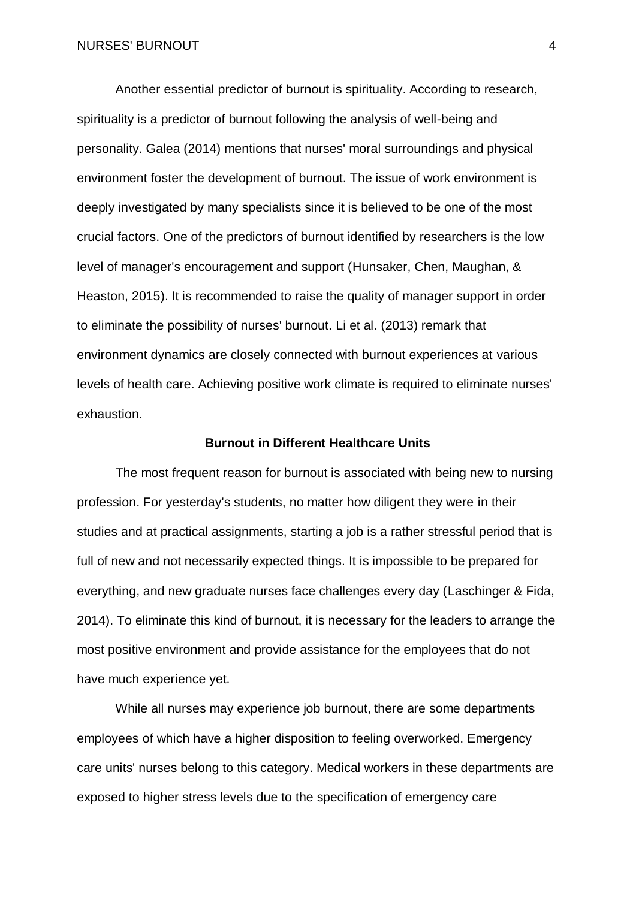Another essential predictor of burnout is spirituality. According to research, spirituality is a predictor of burnout following the analysis of well-being and personality. Galea (2014) mentions that nurses' moral surroundings and physical environment foster the development of burnout. The issue of work environment is deeply investigated by many specialists since it is believed to be one of the most crucial factors. One of the predictors of burnout identified by researchers is the low level of manager's encouragement and support (Hunsaker, Chen, Maughan, & Heaston, 2015). It is recommended to raise the quality of manager support in order to eliminate the possibility of nurses' burnout. Li et al. (2013) remark that environment dynamics are closely connected with burnout experiences at various levels of health care. Achieving positive work climate is required to eliminate nurses' exhaustion.

## Burnout in Different Healthcare Units

The most frequent reason for burnout is associated with being new to nursing profession. For yesterday's students, no matter how diligent they were in their studies and at practical assignments, starting a job is a rather stressful period that is full of new and not necessarily expected things. It is impossible to be prepared for everything, and new graduate nurses face challenges every day (Laschinger & Fida, 2014). To eliminate this kind of burnout, it is necessary for the leaders to arrange the most positive environment and provide assistance for the employees that do not have much experience yet.

While all nurses may experience job burnout, there are some departments employees of which have a higher disposition to feeling overworked. Emergency care units' nurses belong to this category. Medical workers in these departments are exposed to higher stress levels due to the specification of emergency care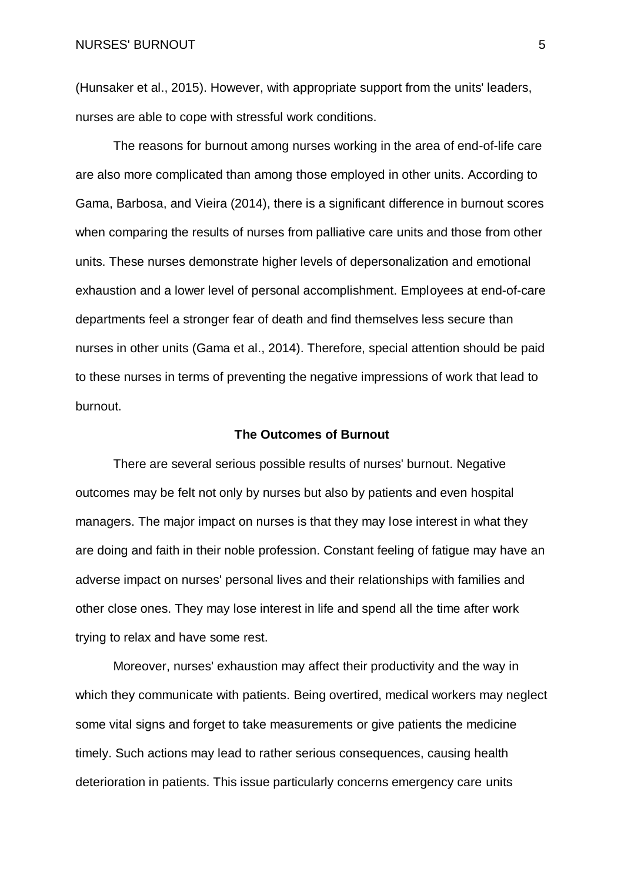(Hunsaker et al., 2015). However, with appropriate support from the units' leaders, nurses are able to cope with stressful work conditions.

The reasons for burnout among nurses working in the area of end-of-life care are also more complicated than among those employed in other units. According to Gama, Barbosa, and Vieira (2014), there is a significant difference in burnout scores when comparing the results of nurses from palliative care units and those from other units. These nurses demonstrate higher levels of depersonalization and emotional exhaustion and a lower level of personal accomplishment. Employees at end-of-care departments feel a stronger fear of death and find themselves less secure than nurses in other units (Gama et al., 2014). Therefore, special attention should be paid to these nurses in terms of preventing the negative impressions of work that lead to burnout.

## The Outcomes of Burnout

There are several serious possible results of nurses' burnout. Negative outcomes may be felt not only by nurses but also by patients and even hospital managers. The major impact on nurses is that they may lose interest in what they are doing and faith in their noble profession. Constant feeling of fatigue may have an adverse impact on nurses' personal lives and their relationships with families and other close ones. They may lose interest in life and spend all the time after work trying to relax and have some rest.

Moreover, nurses' exhaustion may affect their productivity and the way in which they communicate with patients. Being overtired, medical workers may neglect some vital signs and forget to take measurements or give patients the medicine timely. Such actions may lead to rather serious consequences, causing health deterioration in patients. This issue particularly concerns emergency care units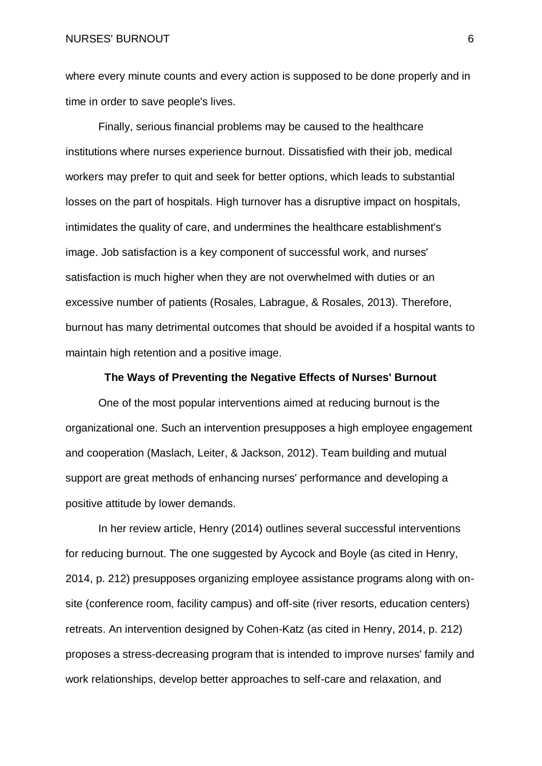where every minute counts and every action is supposed to be done properly and in time in order to save people's lives.

Finally, serious financial problems may be caused to the healthcare institutions where nurses experience burnout. Dissatisfied with their job, medical workers may prefer to quit and seek for better options, which leads to substantial losses on the part of hospitals. High turnover has a disruptive impact on hospitals, intimidates the quality of care, and undermines the healthcare establishment's image. Job satisfaction is a key component of successful work, and nurses' satisfaction is much higher when they are not overwhelmed with duties or an excessive number of patients (Rosales, Labrague, & Rosales, 2013). Therefore, burnout has many detrimental outcomes that should be avoided if a hospital wants to maintain high retention and a positive image.

## The Ways of Preventing the Negative Effects of Nurses' Burnout

One of the most popular interventions aimed at reducing burnout is the organizational one. Such an intervention presupposes a high employee engagement and cooperation (Maslach, Leiter, & Jackson, 2012). Team building and mutual support are great methods of enhancing nurses' performance and developing a positive attitude by lower demands.

In her review article, Henry (2014) outlines several successful interventions for reducing burnout. The one suggested by Aycock and Boyle (as cited in Henry, 2014, p. 212) presupposes organizing employee assistance programs along with on-site (conference room, facility campus) and off-site (river resorts, education centers) retreats. An intervention designed by Cohen-Katz (as cited in Henry, 2014, p. 212) proposes a stress-decreasing program that is intended to improve nurses' family and work relationships, develop better approaches to self-care and relaxation, and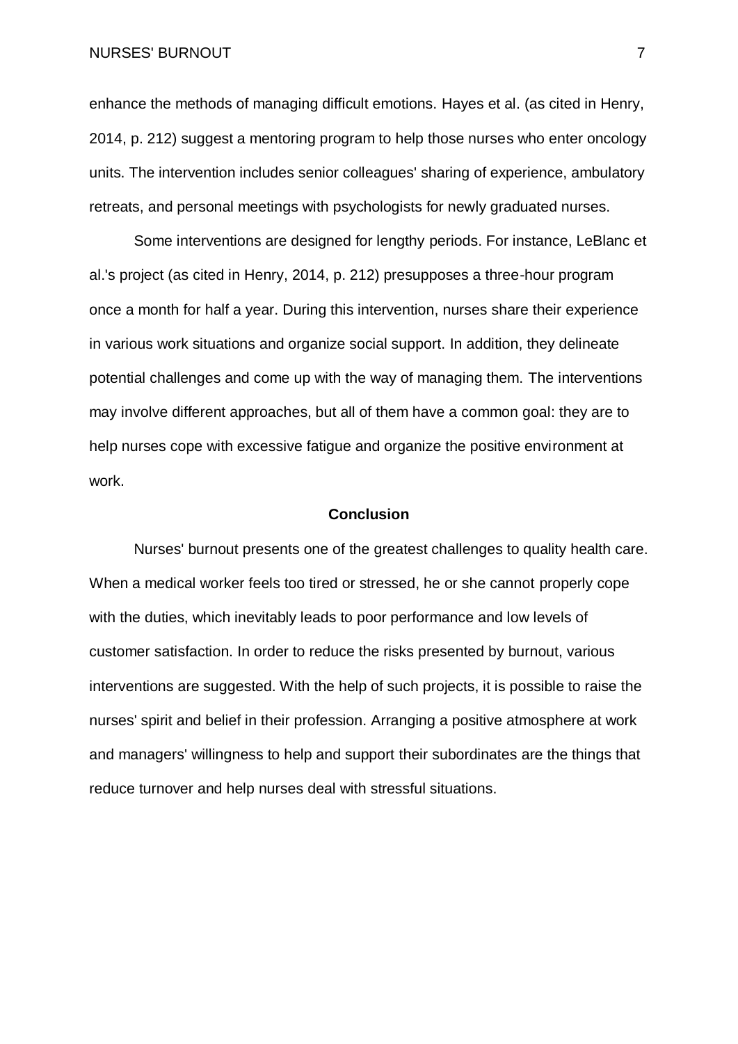enhance the methods of managing difficult emotions. Hayes et al. (as cited in Henry, 2014, p. 212) suggest a mentoring program to help those nurses who enter oncology units. The intervention includes senior colleagues' sharing of experience, ambulatory retreats, and personal meetings with psychologists for newly graduated nurses.

Some interventions are designed for lengthy periods. For instance, LeBlanc et al.'s project (as cited in Henry, 2014, p. 212) presupposes a three-hour program once a month for half a year. During this intervention, nurses share their experience in various work situations and organize social support. In addition, they delineate potential challenges and come up with the way of managing them. The interventions may involve different approaches, but all of them have a common goal: they are to help nurses cope with excessive fatigue and organize the positive environment at work.

## Conclusion

Nurses' burnout presents one of the greatest challenges to quality health care. When a medical worker feels too tired or stressed, he or she cannot properly cope with the duties, which inevitably leads to poor performance and low levels of customer satisfaction. In order to reduce the risks presented by burnout, various interventions are suggested. With the help of such projects, it is possible to raise the nurses' spirit and belief in their profession. Arranging a positive atmosphere at work and managers' willingness to help and support their subordinates are the things that reduce turnover and help nurses deal with stressful situations.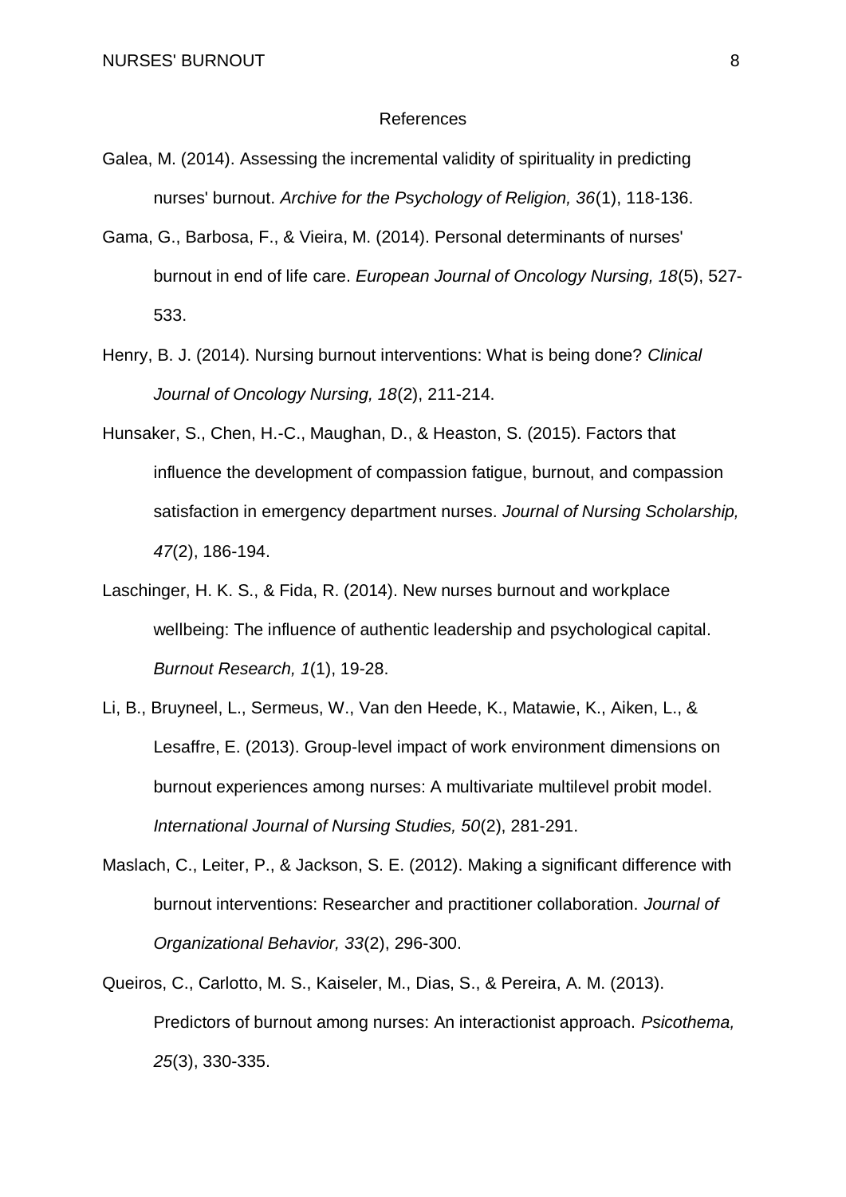# References

Galea, M. (2014). Assessing the incremental validity of spirituality in predicting nurses' burnout. *Archive for the Psychology of Religion, 36*(1), 118-136.

Gama, G., Barbosa, F., & Vieira, M. (2014). Personal determinants of nurses' burnout in end of life care. *European Journal of Oncology Nursing, 18*(5), 527-533.

Henry, B. J. (2014). Nursing burnout interventions: What is being done? *Clinical Journal of Oncology Nursing, 18*(2), 211-214.

Hunsaker, S., Chen, H.-C., Maughan, D., & Heaston, S. (2015). Factors that influence the development of compassion fatigue, burnout, and compassion satisfaction in emergency department nurses. *Journal of Nursing Scholarship, 47*(2), 186-194.

Laschinger, H. K. S., & Fida, R. (2014). New nurses burnout and workplace wellbeing: The influence of authentic leadership and psychological capital. *Burnout Research, 1*(1), 19-28.

Li, B., Bruyneel, L., Sermeus, W., Van den Heede, K., Matawie, K., Aiken, L., & Lesaffre, E. (2013). Group-level impact of work environment dimensions on burnout experiences among nurses: A multivariate multilevel probit model. *International Journal of Nursing Studies, 50*(2), 281-291.

Maslach, C., Leiter, P., & Jackson, S. E. (2012). Making a significant difference with burnout interventions: Researcher and practitioner collaboration. *Journal of Organizational Behavior, 33*(2), 296-300.

Queiros, C., Carlotto, M. S., Kaiseler, M., Dias, S., & Pereira, A. M. (2013). Predictors of burnout among nurses: An interactionist approach. *Psicothema, 25*(3), 330-335.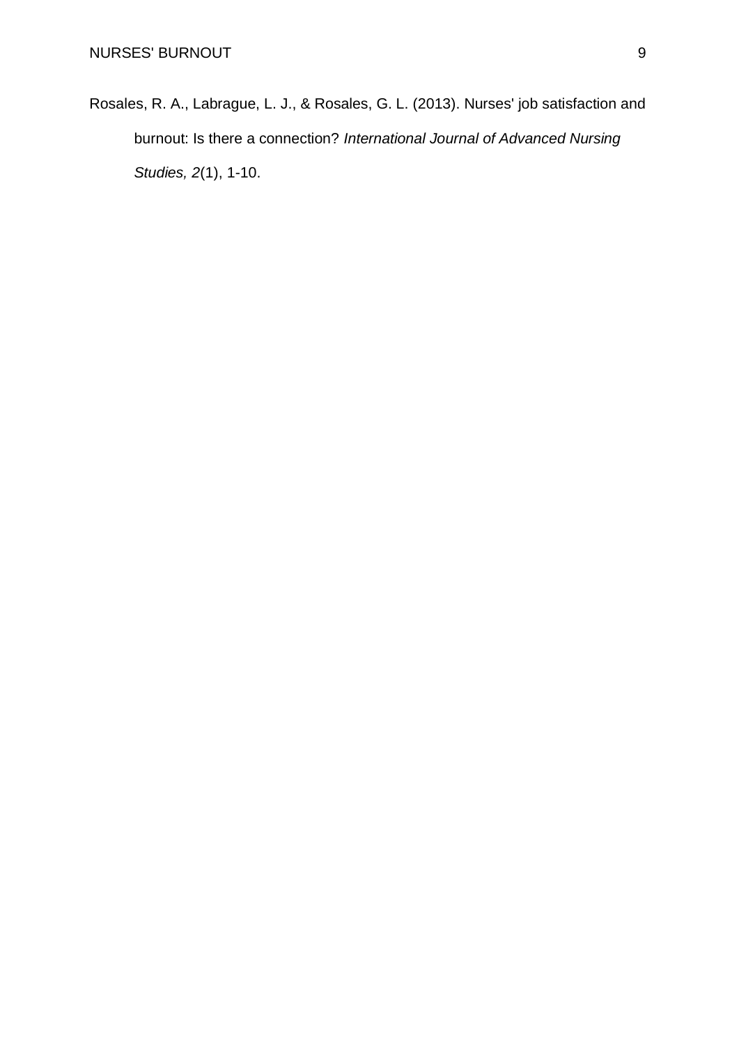Rosales, R. A., Labrague, L. J., & Rosales, G. L. (2013). Nurses' job satisfaction and burnout: Is there a connection? *International Journal of Advanced Nursing Studies, 2*(1), 1-10.